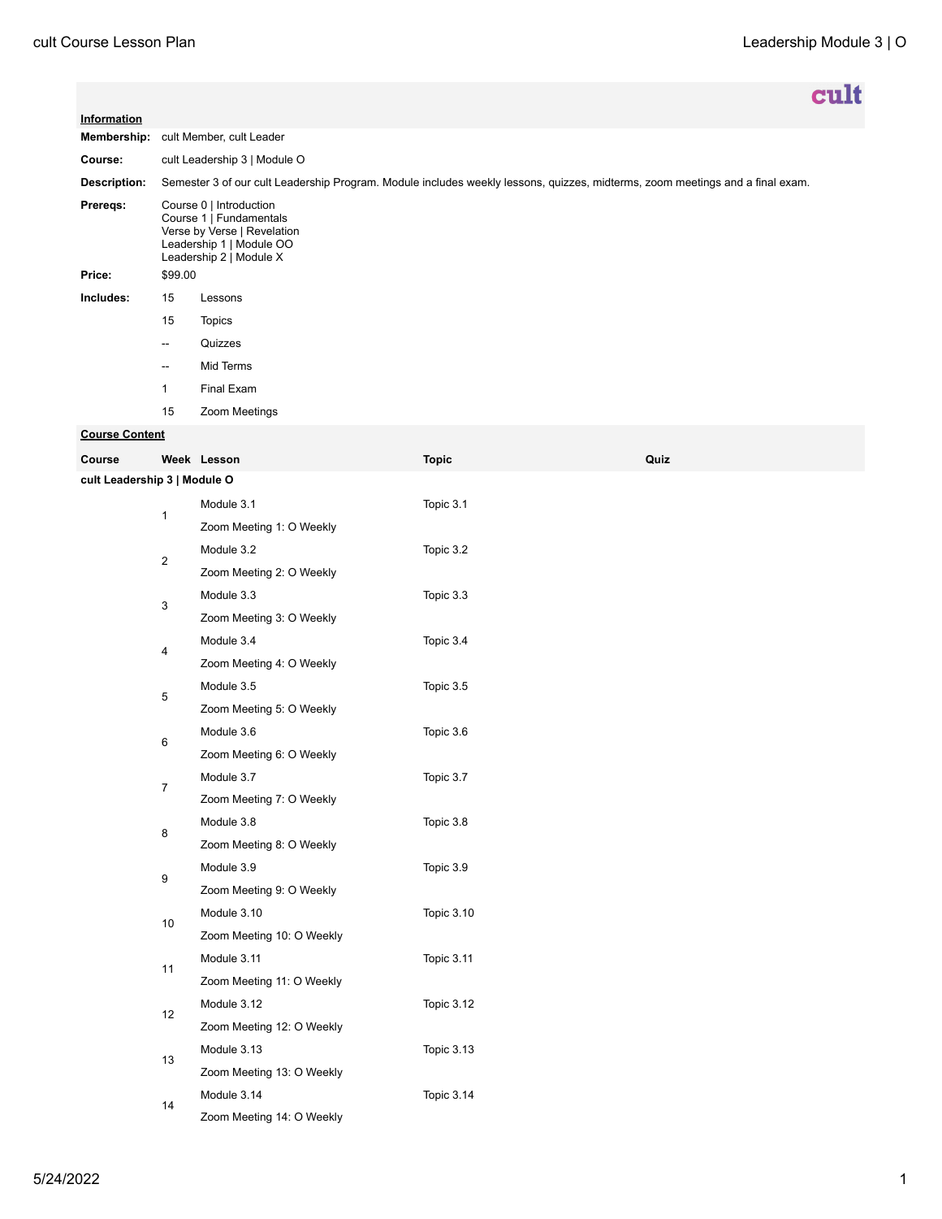cult

**Information**

| | | |
|---|---|---|
| **Membership:** | cult Member, cult Leader | |
| **Course:** | cult Leadership 3 \| Module O | |
| **Description:** | Semester 3 of our cult Leadership Program. Module includes weekly lessons, quizzes, midterms, zoom meetings and a final exam. | |
| **Prereqs:** | Course 0 \| Introduction<br>Course 1 \| Fundamentals<br>Verse by Verse \| Revelation<br>Leadership 1 \| Module OO<br>Leadership 2 \| Module X | |
| **Price:** | $99.00 | |
| **Includes:** | 15 | Lessons |
| | 15 | Topics |
| | -- | Quizzes |
| | -- | Mid Terms |
| | 1 | Final Exam |
| | 15 | Zoom Meetings |

**Course Content**

| Course | Week | Lesson | Topic | Quiz |
|---|---|---|---|---|
| **cult Leadership 3 \| Module O** | | | | |
| | 1 | Module 3.1 | Topic 3.1 | |
| | | Zoom Meeting 1: O Weekly | | |
| | 2 | Module 3.2 | Topic 3.2 | |
| | | Zoom Meeting 2: O Weekly | | |
| | 3 | Module 3.3 | Topic 3.3 | |
| | | Zoom Meeting 3: O Weekly | | |
| | 4 | Module 3.4 | Topic 3.4 | |
| | | Zoom Meeting 4: O Weekly | | |
| | 5 | Module 3.5 | Topic 3.5 | |
| | | Zoom Meeting 5: O Weekly | | |
| | 6 | Module 3.6 | Topic 3.6 | |
| | | Zoom Meeting 6: O Weekly | | |
| | 7 | Module 3.7 | Topic 3.7 | |
| | | Zoom Meeting 7: O Weekly | | |
| | 8 | Module 3.8 | Topic 3.8 | |
| | | Zoom Meeting 8: O Weekly | | |
| | 9 | Module 3.9 | Topic 3.9 | |
| | | Zoom Meeting 9: O Weekly | | |
| | 10 | Module 3.10 | Topic 3.10 | |
| | | Zoom Meeting 10: O Weekly | | |
| | 11 | Module 3.11 | Topic 3.11 | |
| | | Zoom Meeting 11: O Weekly | | |
| | 12 | Module 3.12 | Topic 3.12 | |
| | | Zoom Meeting 12: O Weekly | | |
| | 13 | Module 3.13 | Topic 3.13 | |
| | | Zoom Meeting 13: O Weekly | | |
| | 14 | Module 3.14 | Topic 3.14 | |
| | | Zoom Meeting 14: O Weekly | | |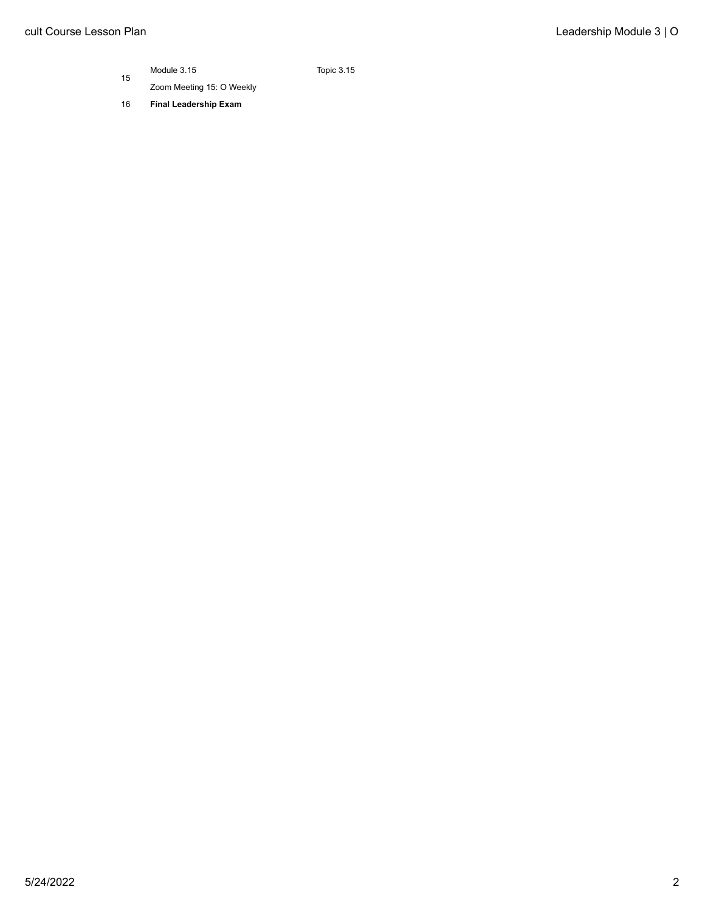| | | |
|---|---|---|
| 15 | Module 3.15<br>Zoom Meeting 15: O Weekly | Topic 3.15 |
| 16 | **Final Leadership Exam** | |